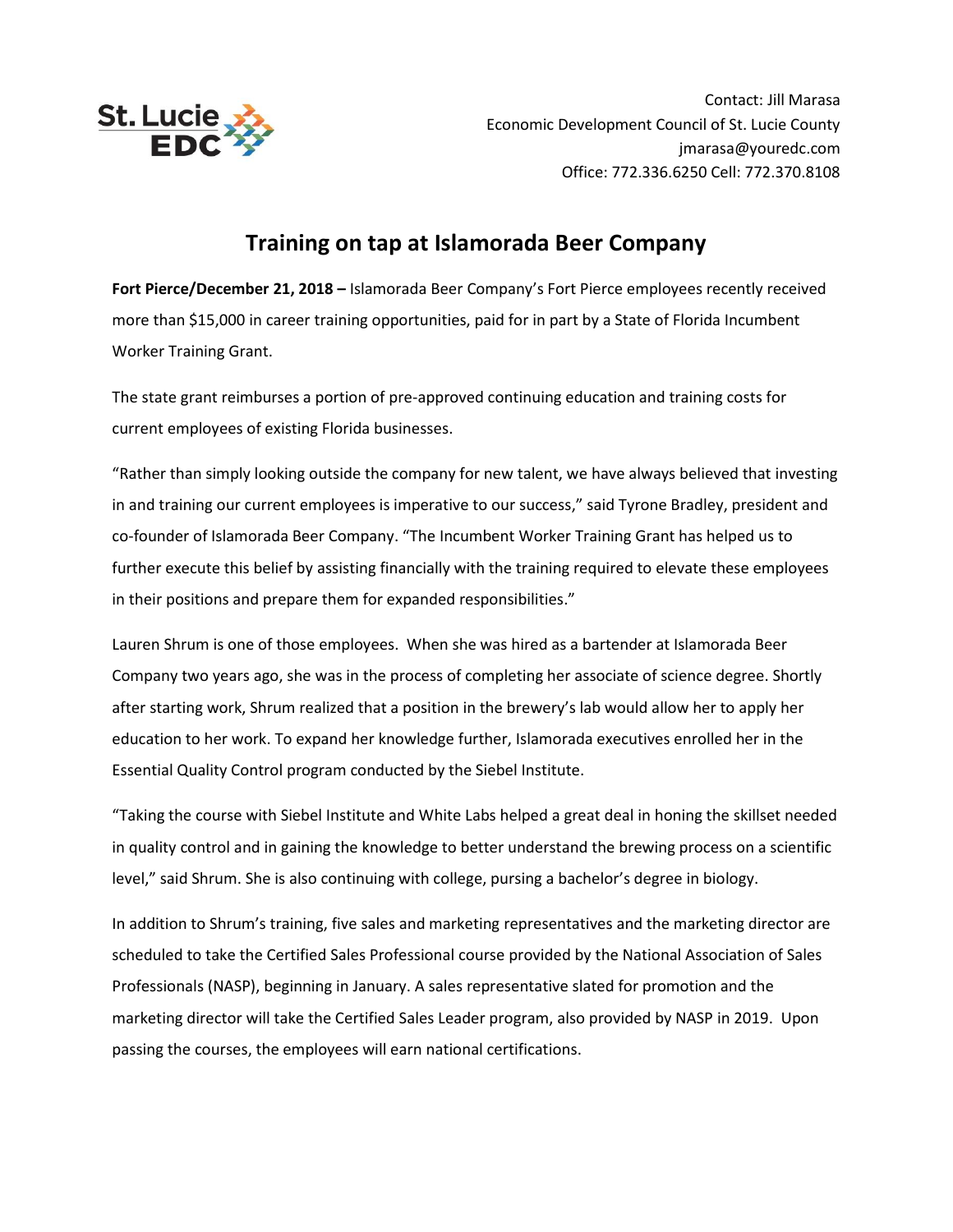St. Lucie EDC

Contact: Jill Marasa
Economic Development Council of St. Lucie County
jmarasa@youredc.com
Office: 772.336.6250 Cell: 772.370.8108

# Training on tap at Islamorada Beer Company

**Fort Pierce/December 21, 2018 –** Islamorada Beer Company's Fort Pierce employees recently received more than $15,000 in career training opportunities, paid for in part by a State of Florida Incumbent Worker Training Grant.

The state grant reimburses a portion of pre-approved continuing education and training costs for current employees of existing Florida businesses.

"Rather than simply looking outside the company for new talent, we have always believed that investing in and training our current employees is imperative to our success," said Tyrone Bradley, president and co-founder of Islamorada Beer Company. "The Incumbent Worker Training Grant has helped us to further execute this belief by assisting financially with the training required to elevate these employees in their positions and prepare them for expanded responsibilities."

Lauren Shrum is one of those employees. When she was hired as a bartender at Islamorada Beer Company two years ago, she was in the process of completing her associate of science degree. Shortly after starting work, Shrum realized that a position in the brewery's lab would allow her to apply her education to her work. To expand her knowledge further, Islamorada executives enrolled her in the Essential Quality Control program conducted by the Siebel Institute.

"Taking the course with Siebel Institute and White Labs helped a great deal in honing the skillset needed in quality control and in gaining the knowledge to better understand the brewing process on a scientific level," said Shrum. She is also continuing with college, pursing a bachelor's degree in biology.

In addition to Shrum's training, five sales and marketing representatives and the marketing director are scheduled to take the Certified Sales Professional course provided by the National Association of Sales Professionals (NASP), beginning in January. A sales representative slated for promotion and the marketing director will take the Certified Sales Leader program, also provided by NASP in 2019. Upon passing the courses, the employees will earn national certifications.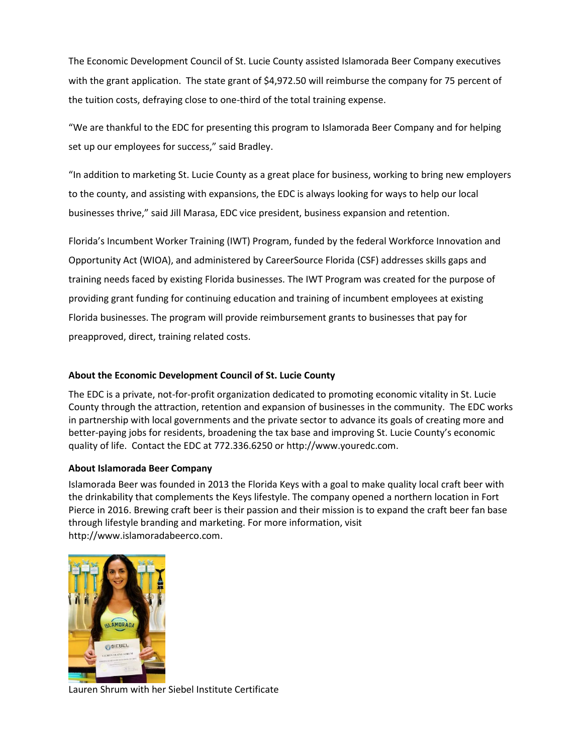The Economic Development Council of St. Lucie County assisted Islamorada Beer Company executives with the grant application. The state grant of $4,972.50 will reimburse the company for 75 percent of the tuition costs, defraying close to one-third of the total training expense.

"We are thankful to the EDC for presenting this program to Islamorada Beer Company and for helping set up our employees for success," said Bradley.

"In addition to marketing St. Lucie County as a great place for business, working to bring new employers to the county, and assisting with expansions, the EDC is always looking for ways to help our local businesses thrive," said Jill Marasa, EDC vice president, business expansion and retention.

Florida's Incumbent Worker Training (IWT) Program, funded by the federal Workforce Innovation and Opportunity Act (WIOA), and administered by CareerSource Florida (CSF) addresses skills gaps and training needs faced by existing Florida businesses. The IWT Program was created for the purpose of providing grant funding for continuing education and training of incumbent employees at existing Florida businesses. The program will provide reimbursement grants to businesses that pay for preapproved, direct, training related costs.

**About the Economic Development Council of St. Lucie County**

The EDC is a private, not-for-profit organization dedicated to promoting economic vitality in St. Lucie County through the attraction, retention and expansion of businesses in the community. The EDC works in partnership with local governments and the private sector to advance its goals of creating more and better-paying jobs for residents, broadening the tax base and improving St. Lucie County's economic quality of life. Contact the EDC at 772.336.6250 or http://www.youredc.com.

**About Islamorada Beer Company**

Islamorada Beer was founded in 2013 the Florida Keys with a goal to make quality local craft beer with the drinkability that complements the Keys lifestyle. The company opened a northern location in Fort Pierce in 2016. Brewing craft beer is their passion and their mission is to expand the craft beer fan base through lifestyle branding and marketing. For more information, visit http://www.islamoradabeerco.com.

Lauren Shrum with her Siebel Institute Certificate